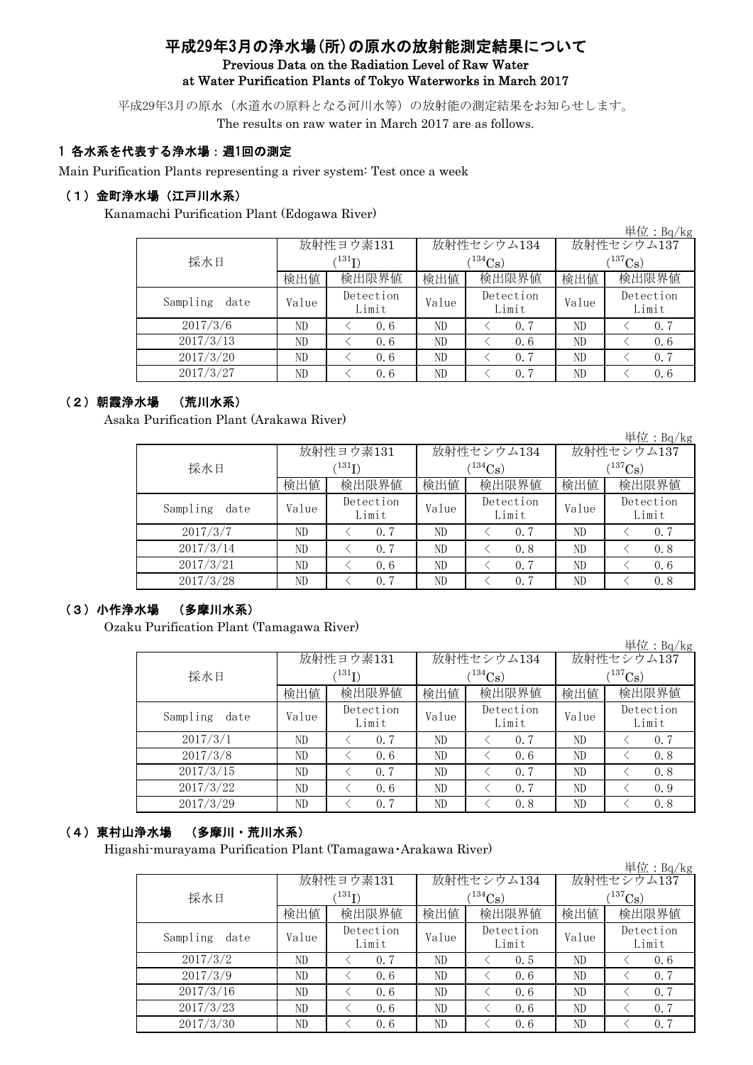# 平成29年3月の浄水場(所)の原水の放射能測定結果について

## Previous Data on the Radiation Level of Raw Water at Water Purification Plants of Tokyo Waterworks in March 2017

平成29年3月の原水（水道水の原料となる河川水等）の放射能の測定結果をお知らせします。

The results on raw water in March 2017 are as follows.

### 1 各水系を代表する浄水場：週1回の測定

Main Purification Plants representing a river system: Test once a week

#### （1）金町浄水場（江戸川水系）

Kanamachi Purification Plant (Edogawa River)

単位：Bq/kg

| 採水日 | 放射性ヨウ素131 ($^{131}I$) | | 放射性セシウム134 ($^{134}Cs$) | | 放射性セシウム137 ($^{137}Cs$) | |
|---|---|---|---|---|---|---|
| | 検出値 | 検出限界値 | 検出値 | 検出限界値 | 検出値 | 検出限界値 |
| Sampling date | Value | Detection Limit | Value | Detection Limit | Value | Detection Limit |
| 2017/3/6 | ND | ＜ 0.6 | ND | ＜ 0.7 | ND | ＜ 0.7 |
| 2017/3/13 | ND | ＜ 0.6 | ND | ＜ 0.6 | ND | ＜ 0.6 |
| 2017/3/20 | ND | ＜ 0.6 | ND | ＜ 0.7 | ND | ＜ 0.7 |
| 2017/3/27 | ND | ＜ 0.6 | ND | ＜ 0.7 | ND | ＜ 0.6 |

#### （2）朝霞浄水場 （荒川水系）

Asaka Purification Plant (Arakawa River)

単位：Bq/kg

| 採水日 | 放射性ヨウ素131 ($^{131}I$) | | 放射性セシウム134 ($^{134}Cs$) | | 放射性セシウム137 ($^{137}Cs$) | |
|---|---|---|---|---|---|---|
| | 検出値 | 検出限界値 | 検出値 | 検出限界値 | 検出値 | 検出限界値 |
| Sampling date | Value | Detection Limit | Value | Detection Limit | Value | Detection Limit |
| 2017/3/7 | ND | ＜ 0.7 | ND | ＜ 0.7 | ND | ＜ 0.7 |
| 2017/3/14 | ND | ＜ 0.7 | ND | ＜ 0.8 | ND | ＜ 0.8 |
| 2017/3/21 | ND | ＜ 0.6 | ND | ＜ 0.7 | ND | ＜ 0.6 |
| 2017/3/28 | ND | ＜ 0.7 | ND | ＜ 0.7 | ND | ＜ 0.8 |

#### （3）小作浄水場 （多摩川水系）

Ozaku Purification Plant (Tamagawa River)

単位：Bq/kg

| 採水日 | 放射性ヨウ素131 ($^{131}I$) | | 放射性セシウム134 ($^{134}Cs$) | | 放射性セシウム137 ($^{137}Cs$) | |
|---|---|---|---|---|---|---|
| | 検出値 | 検出限界値 | 検出値 | 検出限界値 | 検出値 | 検出限界値 |
| Sampling date | Value | Detection Limit | Value | Detection Limit | Value | Detection Limit |
| 2017/3/1 | ND | ＜ 0.7 | ND | ＜ 0.7 | ND | ＜ 0.7 |
| 2017/3/8 | ND | ＜ 0.6 | ND | ＜ 0.6 | ND | ＜ 0.8 |
| 2017/3/15 | ND | ＜ 0.7 | ND | ＜ 0.7 | ND | ＜ 0.8 |
| 2017/3/22 | ND | ＜ 0.6 | ND | ＜ 0.7 | ND | ＜ 0.9 |
| 2017/3/29 | ND | ＜ 0.7 | ND | ＜ 0.8 | ND | ＜ 0.8 |

#### （4）東村山浄水場 （多摩川・荒川水系）

Higashi-murayama Purification Plant (Tamagawa･Arakawa River)

単位：Bq/kg

| 採水日 | 放射性ヨウ素131 ($^{131}I$) | | 放射性セシウム134 ($^{134}Cs$) | | 放射性セシウム137 ($^{137}Cs$) | |
|---|---|---|---|---|---|---|
| | 検出値 | 検出限界値 | 検出値 | 検出限界値 | 検出値 | 検出限界値 |
| Sampling date | Value | Detection Limit | Value | Detection Limit | Value | Detection Limit |
| 2017/3/2 | ND | ＜ 0.7 | ND | ＜ 0.5 | ND | ＜ 0.6 |
| 2017/3/9 | ND | ＜ 0.6 | ND | ＜ 0.6 | ND | ＜ 0.7 |
| 2017/3/16 | ND | ＜ 0.6 | ND | ＜ 0.6 | ND | ＜ 0.7 |
| 2017/3/23 | ND | ＜ 0.6 | ND | ＜ 0.6 | ND | ＜ 0.7 |
| 2017/3/30 | ND | ＜ 0.6 | ND | ＜ 0.6 | ND | ＜ 0.7 |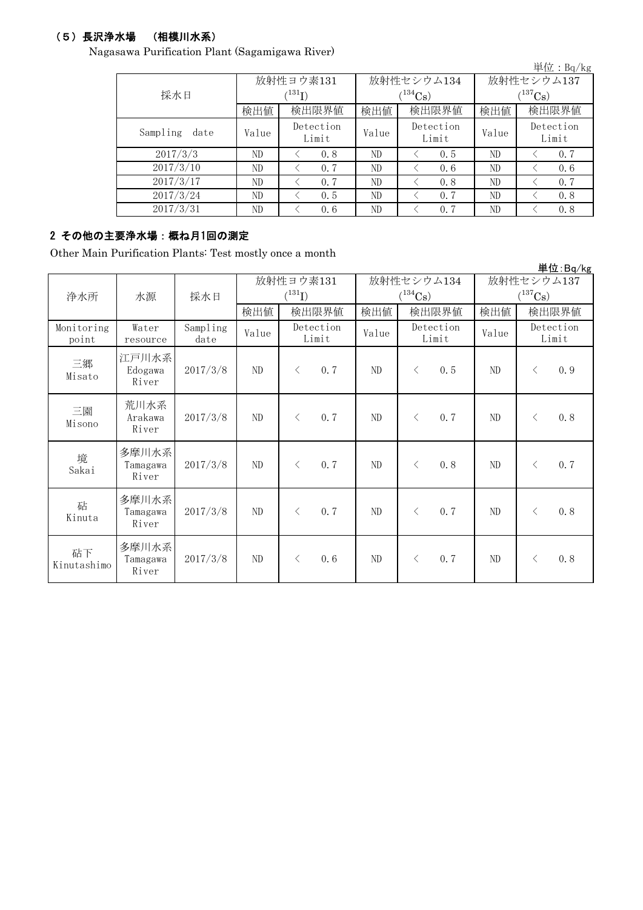### （５）長沢浄水場　（相模川水系）

Nagasawa Purification Plant (Sagamigawa River)

単位：Bq/kg

| 採水日 | 放射性ヨウ素131 ($^{131}I$) | | 放射性セシウム134 ($^{134}Cs$) | | 放射性セシウム137 ($^{137}Cs$) | |
|---|---|---|---|---|---|---|
| | 検出値 | 検出限界値 | 検出値 | 検出限界値 | 検出値 | 検出限界値 |
| Sampling date | Value | Detection Limit | Value | Detection Limit | Value | Detection Limit |
| 2017/3/3 | ND | ＜ 0.8 | ND | ＜ 0.5 | ND | ＜ 0.7 |
| 2017/3/10 | ND | ＜ 0.7 | ND | ＜ 0.6 | ND | ＜ 0.6 |
| 2017/3/17 | ND | ＜ 0.7 | ND | ＜ 0.8 | ND | ＜ 0.7 |
| 2017/3/24 | ND | ＜ 0.5 | ND | ＜ 0.7 | ND | ＜ 0.8 |
| 2017/3/31 | ND | ＜ 0.6 | ND | ＜ 0.7 | ND | ＜ 0.8 |

### 2 その他の主要浄水場：概ね月1回の測定

Other Main Purification Plants: Test mostly once a month

単位:Bq/kg

| 浄水所 | 水源 | 採水日 | 放射性ヨウ素131 ($^{131}I$) | | 放射性セシウム134 ($^{134}Cs$) | | 放射性セシウム137 ($^{137}Cs$) | |
|---|---|---|---|---|---|---|---|---|
| | | | 検出値 | 検出限界値 | 検出値 | 検出限界値 | 検出値 | 検出限界値 |
| Monitoring point | Water resource | Sampling date | Value | Detection Limit | Value | Detection Limit | Value | Detection Limit |
| 三郷 Misato | 江戸川水系 Edogawa River | 2017/3/8 | ND | ＜ 0.7 | ND | ＜ 0.5 | ND | ＜ 0.9 |
| 三園 Misono | 荒川水系 Arakawa River | 2017/3/8 | ND | ＜ 0.7 | ND | ＜ 0.7 | ND | ＜ 0.8 |
| 境 Sakai | 多摩川水系 Tamagawa River | 2017/3/8 | ND | ＜ 0.7 | ND | ＜ 0.8 | ND | ＜ 0.7 |
| 砧 Kinuta | 多摩川水系 Tamagawa River | 2017/3/8 | ND | ＜ 0.7 | ND | ＜ 0.7 | ND | ＜ 0.8 |
| 砧下 Kinutashimo | 多摩川水系 Tamagawa River | 2017/3/8 | ND | ＜ 0.6 | ND | ＜ 0.7 | ND | ＜ 0.8 |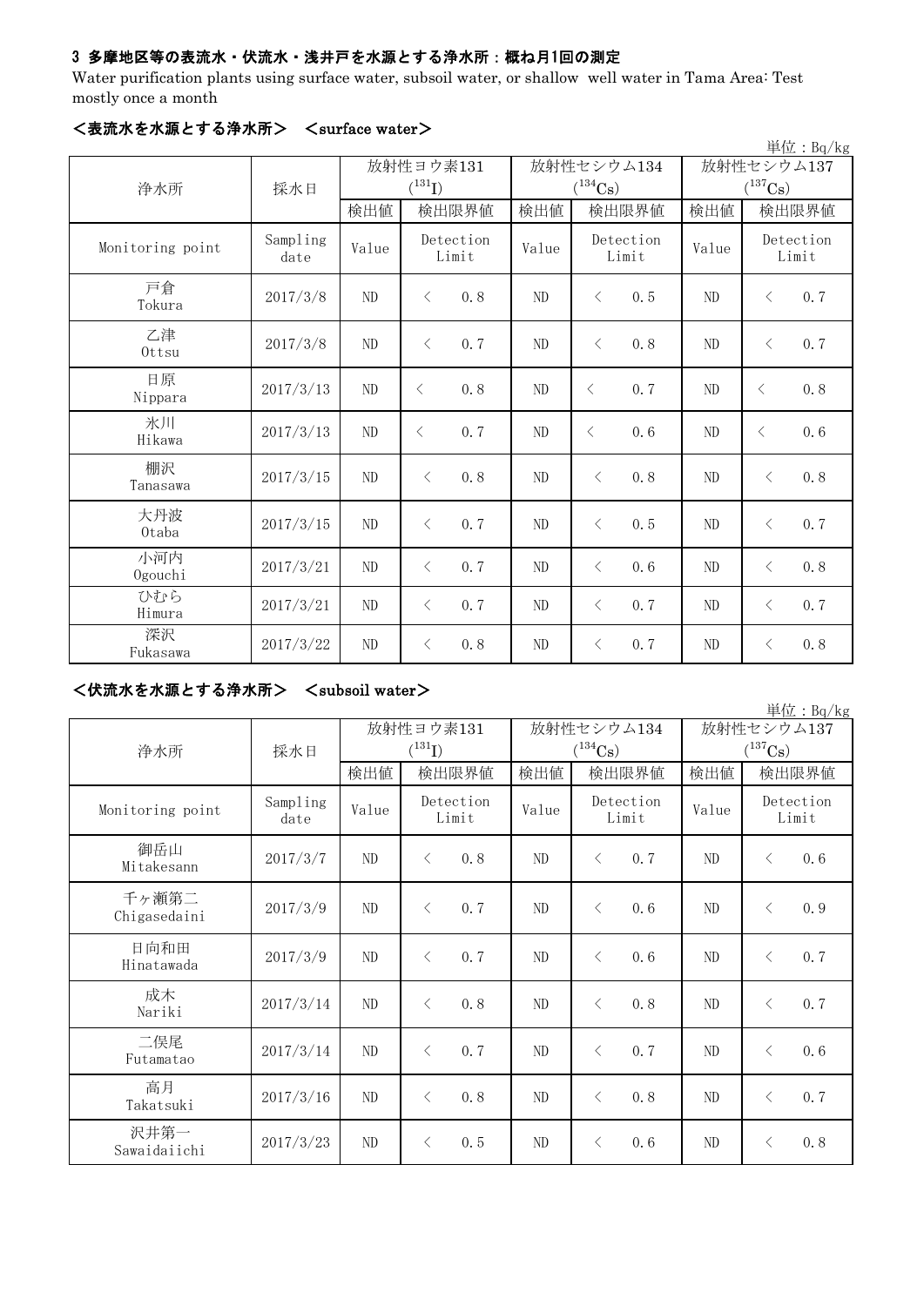### 3 多摩地区等の表流水・伏流水・浅井戸を水源とする浄水所：概ね月1回の測定

Water purification plants using surface water, subsoil water, or shallow well water in Tama Area: Test mostly once a month

#### ＜表流水を水源とする浄水所＞　＜surface water＞

単位：Bq/kg

| 浄水所 | 採水日 | 放射性ヨウ素131 ($^{131}I$) | | 放射性セシウム134 ($^{134}Cs$) | | 放射性セシウム137 ($^{137}Cs$) | |
|---|---|---|---|---|---|---|---|
| | | 検出値 | 検出限界値 | 検出値 | 検出限界値 | 検出値 | 検出限界値 |
| Monitoring point | Sampling date | Value | Detection Limit | Value | Detection Limit | Value | Detection Limit |
| 戸倉 Tokura | 2017/3/8 | ND | ＜ 0.8 | ND | ＜ 0.5 | ND | ＜ 0.7 |
| 乙津 Ottsu | 2017/3/8 | ND | ＜ 0.7 | ND | ＜ 0.8 | ND | ＜ 0.7 |
| 日原 Nippara | 2017/3/13 | ND | ＜ 0.8 | ND | ＜ 0.7 | ND | ＜ 0.8 |
| 氷川 Hikawa | 2017/3/13 | ND | ＜ 0.7 | ND | ＜ 0.6 | ND | ＜ 0.6 |
| 棚沢 Tanasawa | 2017/3/15 | ND | ＜ 0.8 | ND | ＜ 0.8 | ND | ＜ 0.8 |
| 大丹波 Otaba | 2017/3/15 | ND | ＜ 0.7 | ND | ＜ 0.5 | ND | ＜ 0.7 |
| 小河内 Ogouchi | 2017/3/21 | ND | ＜ 0.7 | ND | ＜ 0.6 | ND | ＜ 0.8 |
| ひむら Himura | 2017/3/21 | ND | ＜ 0.7 | ND | ＜ 0.7 | ND | ＜ 0.7 |
| 深沢 Fukasawa | 2017/3/22 | ND | ＜ 0.8 | ND | ＜ 0.7 | ND | ＜ 0.8 |

#### ＜伏流水を水源とする浄水所＞　＜subsoil water＞

単位：Bq/kg

| 浄水所 | 採水日 | 放射性ヨウ素131 ($^{131}I$) | | 放射性セシウム134 ($^{134}Cs$) | | 放射性セシウム137 ($^{137}Cs$) | |
|---|---|---|---|---|---|---|---|
| | | 検出値 | 検出限界値 | 検出値 | 検出限界値 | 検出値 | 検出限界値 |
| Monitoring point | Sampling date | Value | Detection Limit | Value | Detection Limit | Value | Detection Limit |
| 御岳山 Mitakesann | 2017/3/7 | ND | ＜ 0.8 | ND | ＜ 0.7 | ND | ＜ 0.6 |
| 千ヶ瀬第二 Chigasedaini | 2017/3/9 | ND | ＜ 0.7 | ND | ＜ 0.6 | ND | ＜ 0.9 |
| 日向和田 Hinatawada | 2017/3/9 | ND | ＜ 0.7 | ND | ＜ 0.6 | ND | ＜ 0.7 |
| 成木 Nariki | 2017/3/14 | ND | ＜ 0.8 | ND | ＜ 0.8 | ND | ＜ 0.7 |
| 二俣尾 Futamatao | 2017/3/14 | ND | ＜ 0.7 | ND | ＜ 0.7 | ND | ＜ 0.6 |
| 高月 Takatsuki | 2017/3/16 | ND | ＜ 0.8 | ND | ＜ 0.8 | ND | ＜ 0.7 |
| 沢井第一 Sawaidaiichi | 2017/3/23 | ND | ＜ 0.5 | ND | ＜ 0.6 | ND | ＜ 0.8 |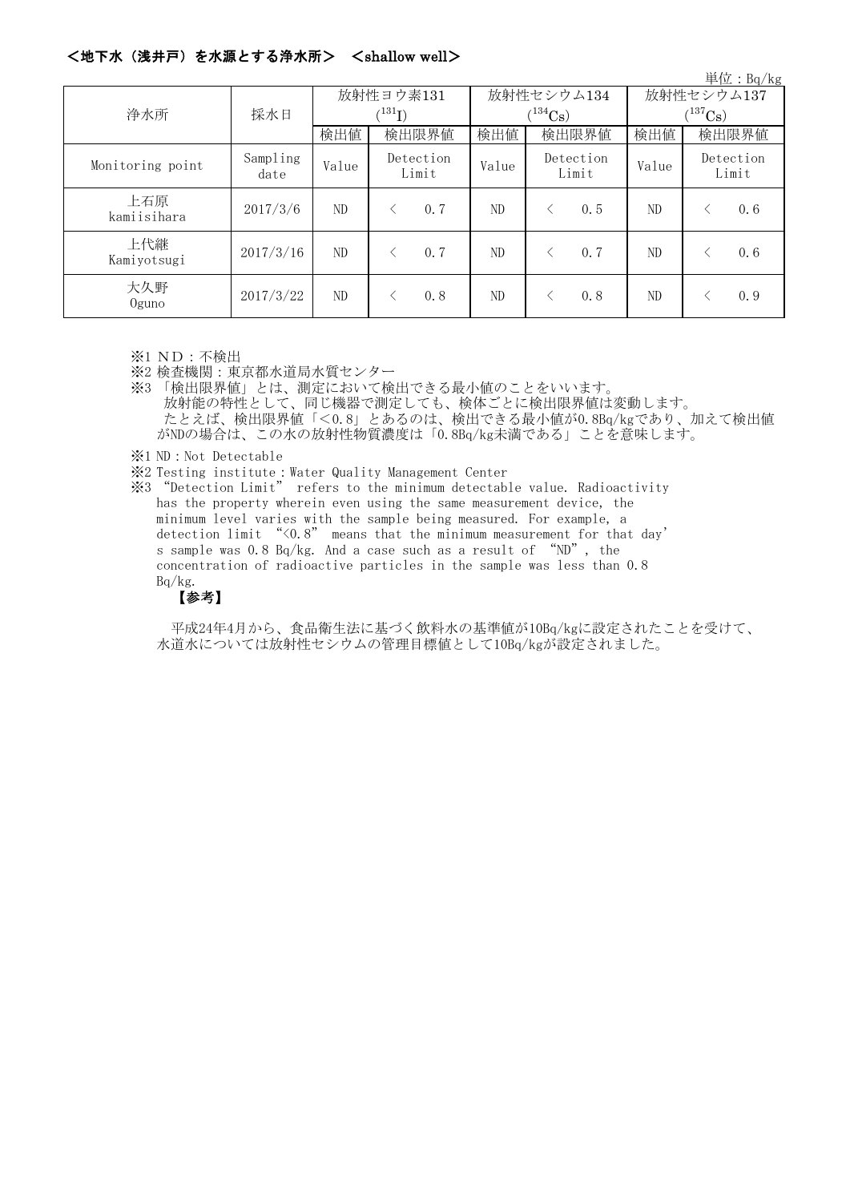## ＜地下水（浅井戸）を水源とする浄水所＞　＜shallow well＞

単位：Bq/kg

| 浄水所 | 採水日 | 放射性ヨウ素131 ($^{131}I$) | | 放射性セシウム134 ($^{134}Cs$) | | 放射性セシウム137 ($^{137}Cs$) | |
|---|---|---|---|---|---|---|---|
| | | 検出値 | 検出限界値 | 検出値 | 検出限界値 | 検出値 | 検出限界値 |
| Monitoring point | Sampling date | Value | Detection Limit | Value | Detection Limit | Value | Detection Limit |
| 上石原 kamiisihara | 2017/3/6 | ND | ＜ 0.7 | ND | ＜ 0.5 | ND | ＜ 0.6 |
| 上代継 Kamiyotsugi | 2017/3/16 | ND | ＜ 0.7 | ND | ＜ 0.7 | ND | ＜ 0.6 |
| 大久野 Oguno | 2017/3/22 | ND | ＜ 0.8 | ND | ＜ 0.8 | ND | ＜ 0.9 |

※1 ＮＤ：不検出

※2 検査機関：東京都水道局水質センター

※3 「検出限界値」とは、測定において検出できる最小値のことをいいます。
放射能の特性として、同じ機器で測定しても、検体ごとに検出限界値は変動します。
たとえば、検出限界値「＜0.8」とあるのは、検出できる最小値が0.8Bq/kgであり、加えて検出値がNDの場合は、この水の放射性物質濃度は「0.8Bq/kg未満である」ことを意味します。

※1 ND：Not Detectable

※2 Testing institute：Water Quality Management Center

※3 "Detection Limit" refers to the minimum detectable value. Radioactivity has the property wherein even using the same measurement device, the minimum level varies with the sample being measured. For example, a detection limit "<0.8" means that the minimum measurement for that day's sample was 0.8 Bq/kg. And a case such as a result of "ND", the concentration of radioactive particles in the sample was less than 0.8 Bq/kg.

**【参考】**

平成24年4月から、食品衛生法に基づく飲料水の基準値が10Bq/kgに設定されたことを受けて、水道水については放射性セシウムの管理目標値として10Bq/kgが設定されました。